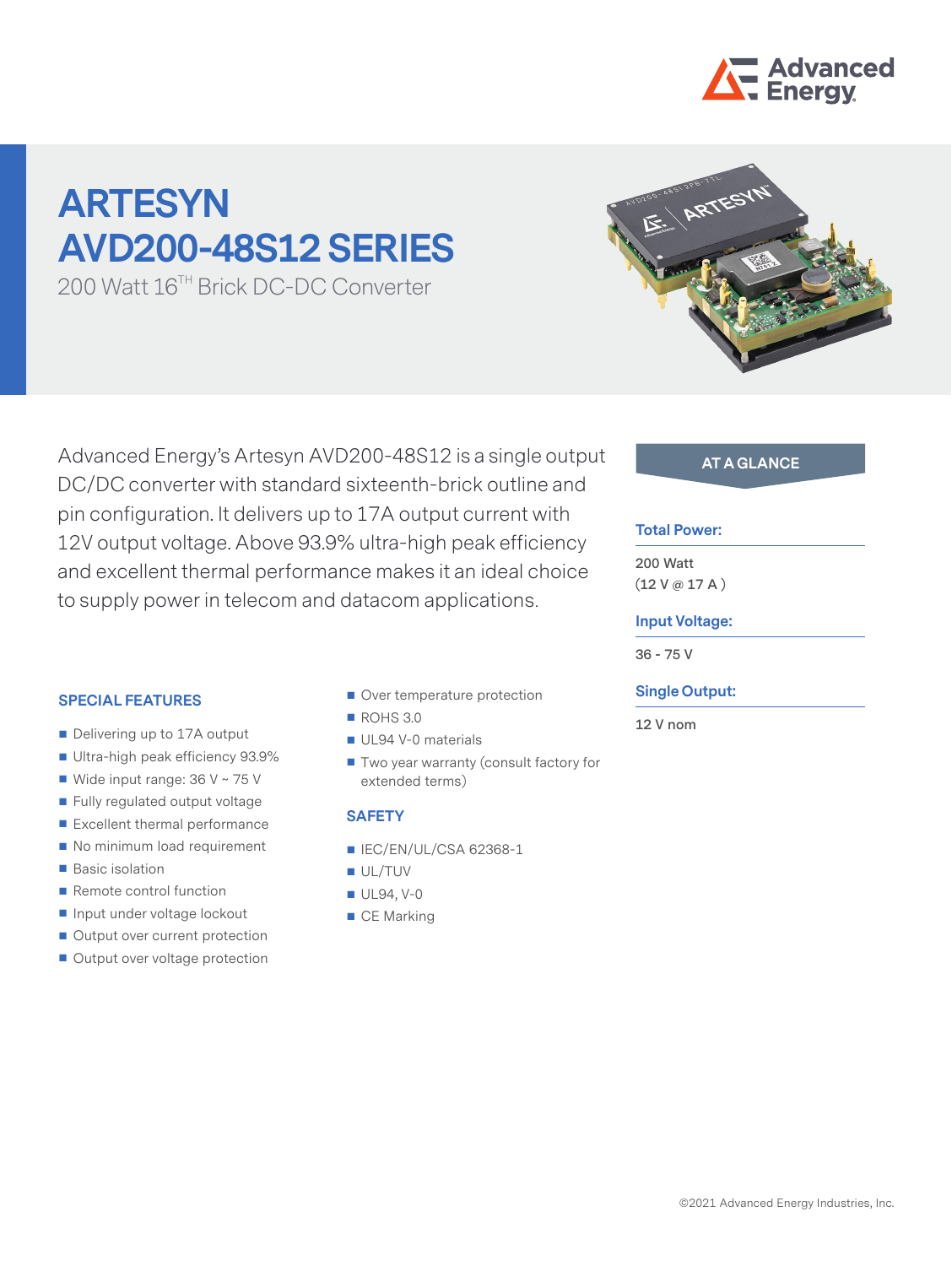# ARTESYN AVD200-48S12 SERIES

200 Watt 16[TH] Brick DC-DC Converter

Advanced Energy's Artesyn AVD200-48S12 is a single output DC/DC converter with standard sixteenth-brick outline and pin configuration. It delivers up to 17A output current with 12V output voltage. Above 93.9% ultra-high peak efficiency and excellent thermal performance makes it an ideal choice to supply power in telecom and datacom applications.

## SPECIAL FEATURES

- Delivering up to 17A output
- Ultra-high peak efficiency 93.9%
- Wide input range: 36 V ~ 75 V
- Fully regulated output voltage
- Excellent thermal performance
- No minimum load requirement
- Basic isolation
- Remote control function
- Input under voltage lockout
- Output over current protection
- Output over voltage protection
- Over temperature protection
- ROHS 3.0
- UL94 V-0 materials
- Two year warranty (consult factory for extended terms)

## SAFETY

- IEC/EN/UL/CSA 62368-1
- UL/TUV
- UL94, V-0
- CE Marking

## AT A GLANCE

**Total Power:**

200 Watt
(12 V @ 17 A )

**Input Voltage:**

36 - 75 V

**Single Output:**

12 V nom

©2021 Advanced Energy Industries, Inc.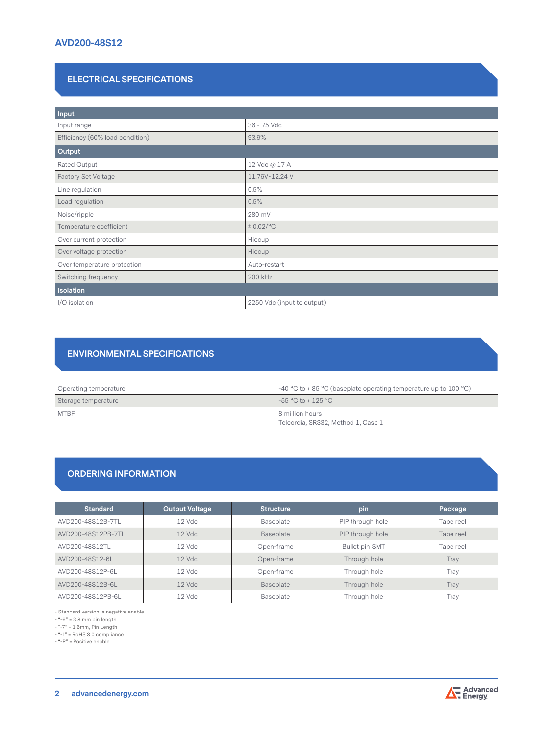AVD200-48S12

## ELECTRICAL SPECIFICATIONS

| **Input** | |
|---|---|
| Input range | 36 - 75 Vdc |
| Efficiency (60% load condition) | 93.9% |
| **Output** | |
| Rated Output | 12 Vdc @ 17 A |
| Factory Set Voltage | 11.76V~12.24 V |
| Line regulation | 0.5% |
| Load regulation | 0.5% |
| Noise/ripple | 280 mV |
| Temperature coefficient | ± 0.02/°C |
| Over current protection | Hiccup |
| Over voltage protection | Hiccup |
| Over temperature protection | Auto-restart |
| Switching frequency | 200 kHz |
| **Isolation** | |
| I/O isolation | 2250 Vdc (input to output) |

## ENVIRONMENTAL SPECIFICATIONS

| | |
|---|---|
| Operating temperature | -40 °C to + 85 °C (baseplate operating temperature up to 100 °C) |
| Storage temperature | -55 °C to + 125 °C |
| MTBF | 8 million hours<br>Telcordia, SR332, Method 1, Case 1 |

## ORDERING INFORMATION

| Standard | Output Voltage | Structure | pin | Package |
|---|---|---|---|---|
| AVD200-48S12B-7TL | 12 Vdc | Baseplate | PIP through hole | Tape reel |
| AVD200-48S12PB-7TL | 12 Vdc | Baseplate | PIP through hole | Tape reel |
| AVD200-48S12TL | 12 Vdc | Open-frame | Bullet pin SMT | Tape reel |
| AVD200-48S12-6L | 12 Vdc | Open-frame | Through hole | Tray |
| AVD200-48S12P-6L | 12 Vdc | Open-frame | Through hole | Tray |
| AVD200-48S12B-6L | 12 Vdc | Baseplate | Through hole | Tray |
| AVD200-48S12PB-6L | 12 Vdc | Baseplate | Through hole | Tray |

- Standard version is negative enable
- "-6" = 3.8 mm pin length
- "-7" = 1.6mm, Pin Length
- "-L" = RoHS 3.0 compliance
- "-P" = Positive enable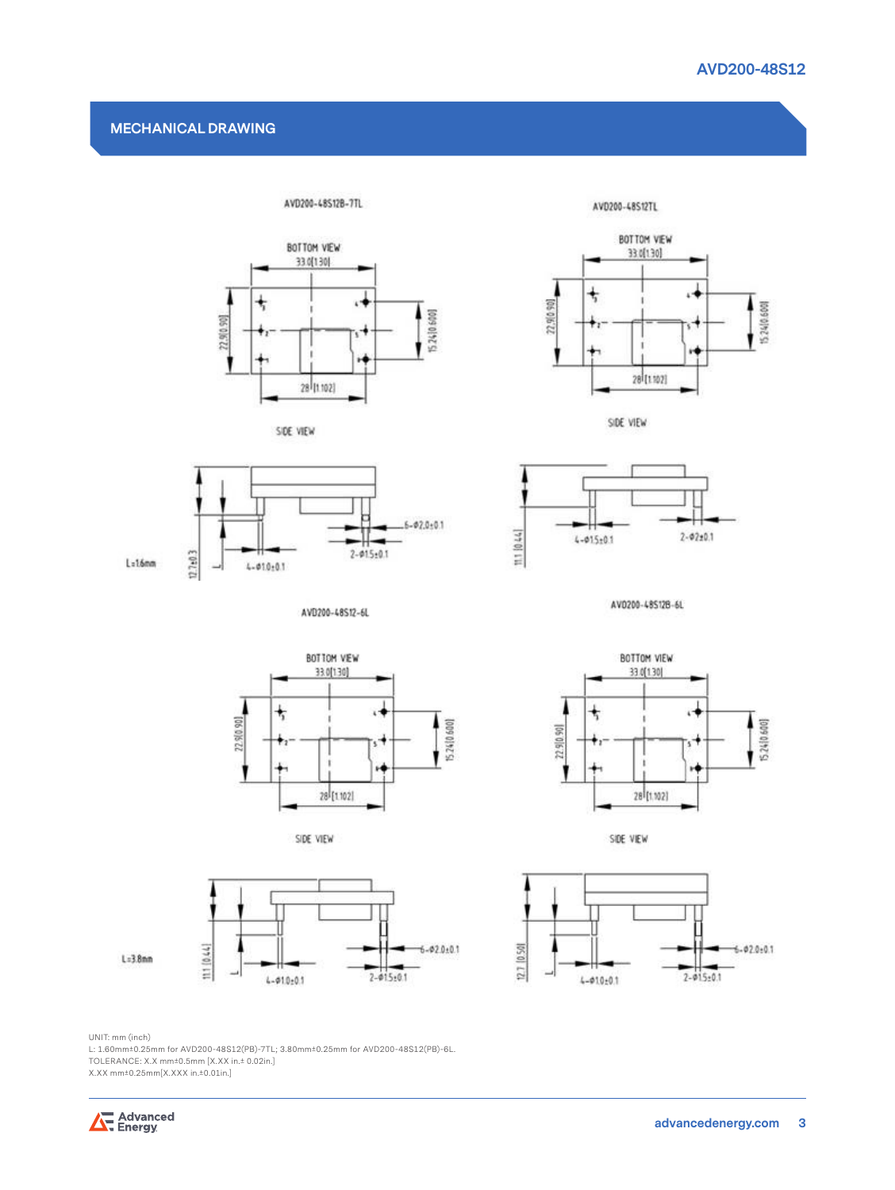## MECHANICAL DRAWING

AVD200-48S12B-7TL

BOTTOM VIEW

33.0[1.30]

22.9[0.90]

15.24[0.600]

28 [1.102]

SIDE VIEW

L=1.6mm

12.7±0.3

4-Ø1.0±0.1

2-Ø1.5±0.1

6-Ø2.0±0.1

AVD200-48S12TL

BOTTOM VIEW

33.0[1.30]

22.9[0.90]

15.24[0.600]

28 [1.102]

SIDE VIEW

11.1 [0.44]

4-Ø1.5±0.1

2-Ø2±0.1

AVD200-48S12-6L

BOTTOM VIEW

33.0[1.30]

22.9[0.90]

15.24[0.600]

28 [1.102]

SIDE VIEW

L=3.8mm

11.1 [0.44]

4-Ø1.0±0.1

2-Ø1.5±0.1

6-Ø2.0±0.1

AVD200-48S12B-6L

BOTTOM VIEW

33.0[1.30]

22.9[0.90]

15.24[0.600]

28 [1.102]

SIDE VIEW

12.7 [0.50]

4-Ø1.0±0.1

2-Ø1.5±0.1

6-Ø2.0±0.1

UNIT: mm (inch)
L: 1.60mm±0.25mm for AVD200-48S12(PB)-7TL; 3.80mm±0.25mm for AVD200-48S12(PB)-6L.
TOLERANCE: X.X mm±0.5mm [X.XX in.± 0.02in.]
X.XX mm±0.25mm[X.XXX in.±0.01in.]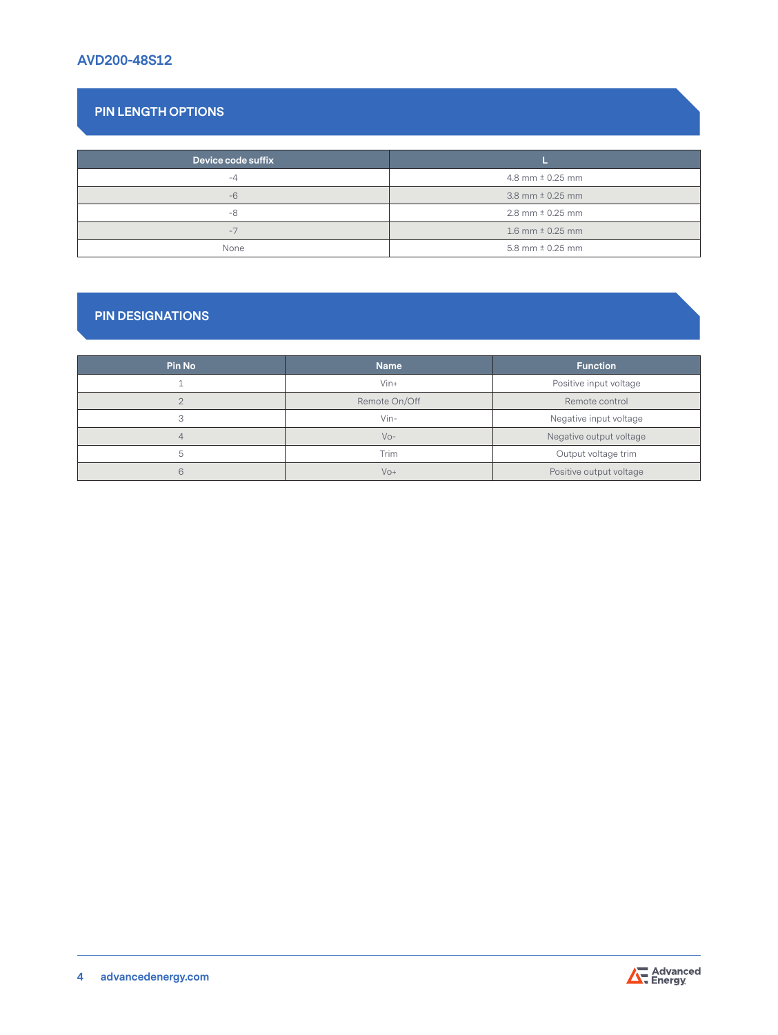## PIN LENGTH OPTIONS

| Device code suffix | L |
|---|---|
| -4 | 4.8 mm ± 0.25 mm |
| -6 | 3.8 mm ± 0.25 mm |
| -8 | 2.8 mm ± 0.25 mm |
| -7 | 1.6 mm ± 0.25 mm |
| None | 5.8 mm ± 0.25 mm |

## PIN DESIGNATIONS

| Pin No | Name | Function |
|---|---|---|
| 1 | Vin+ | Positive input voltage |
| 2 | Remote On/Off | Remote control |
| 3 | Vin- | Negative input voltage |
| 4 | Vo- | Negative output voltage |
| 5 | Trim | Output voltage trim |
| 6 | Vo+ | Positive output voltage |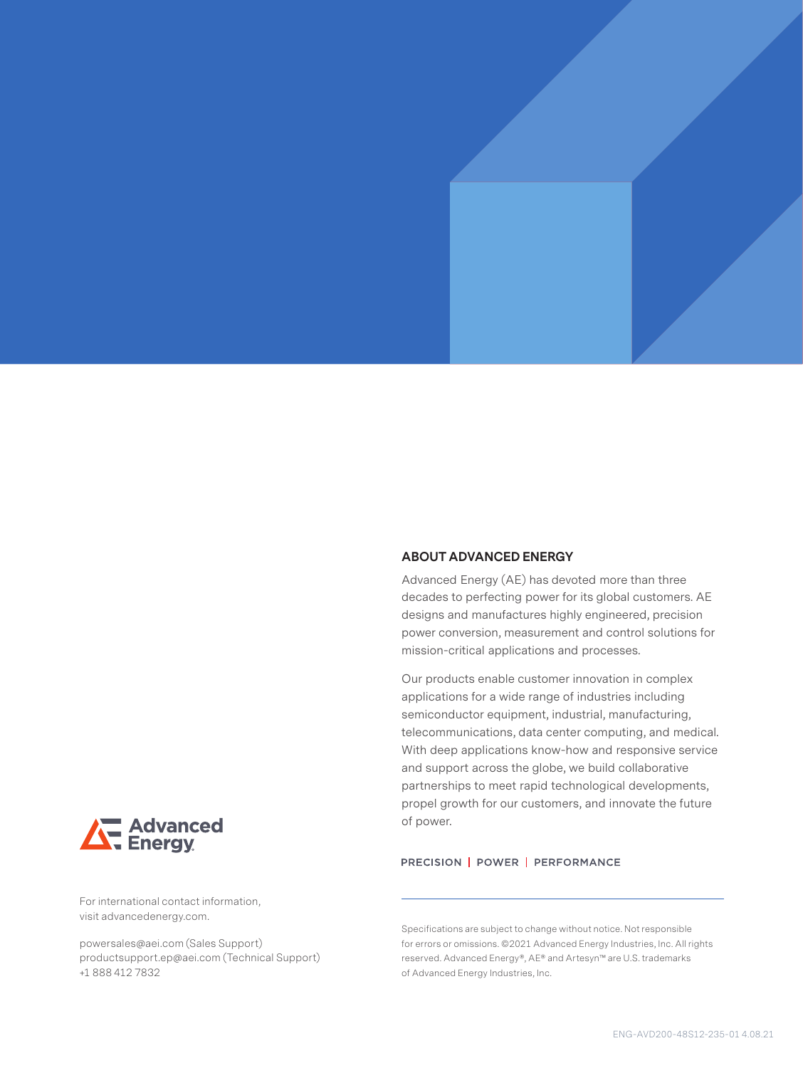## ABOUT ADVANCED ENERGY

Advanced Energy (AE) has devoted more than three decades to perfecting power for its global customers. AE designs and manufactures highly engineered, precision power conversion, measurement and control solutions for mission-critical applications and processes.

Our products enable customer innovation in complex applications for a wide range of industries including semiconductor equipment, industrial, manufacturing, telecommunications, data center computing, and medical. With deep applications know-how and responsive service and support across the globe, we build collaborative partnerships to meet rapid technological developments, propel growth for our customers, and innovate the future of power.

PRECISION | POWER | PERFORMANCE

Advanced Energy

For international contact information, visit advancedenergy.com.

powersales@aei.com (Sales Support)
productsupport.ep@aei.com (Technical Support)
+1 888 412 7832

Specifications are subject to change without notice. Not responsible for errors or omissions. ©2021 Advanced Energy Industries, Inc. All rights reserved. Advanced Energy®, AE® and Artesyn™ are U.S. trademarks of Advanced Energy Industries, Inc.

ENG-AVD200-48S12-235-01 4.08.21